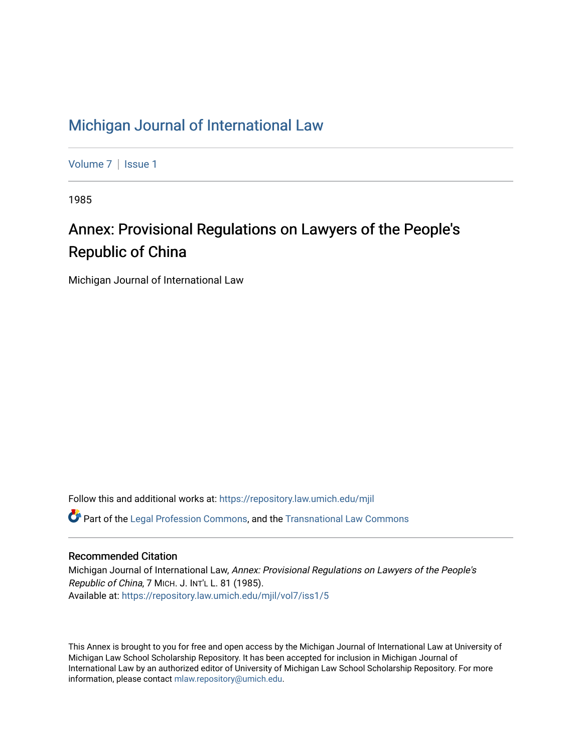# Michigan Journal of International Law

Volume 7 | Issue 1

1985

## Annex: Provisional Regulations on Lawyers of the People's Republic of China

Michigan Journal of International Law

Follow this and additional works at: https://repository.law.umich.edu/mjil

Part of the Legal Profession Commons, and the Transnational Law Commons

### Recommended Citation

Michigan Journal of International Law, *Annex: Provisional Regulations on Lawyers of the People's Republic of China*, 7 MICH. J. INT'L L. 81 (1985).
Available at: https://repository.law.umich.edu/mjil/vol7/iss1/5

This Annex is brought to you for free and open access by the Michigan Journal of International Law at University of Michigan Law School Scholarship Repository. It has been accepted for inclusion in Michigan Journal of International Law by an authorized editor of University of Michigan Law School Scholarship Repository. For more information, please contact mlaw.repository@umich.edu.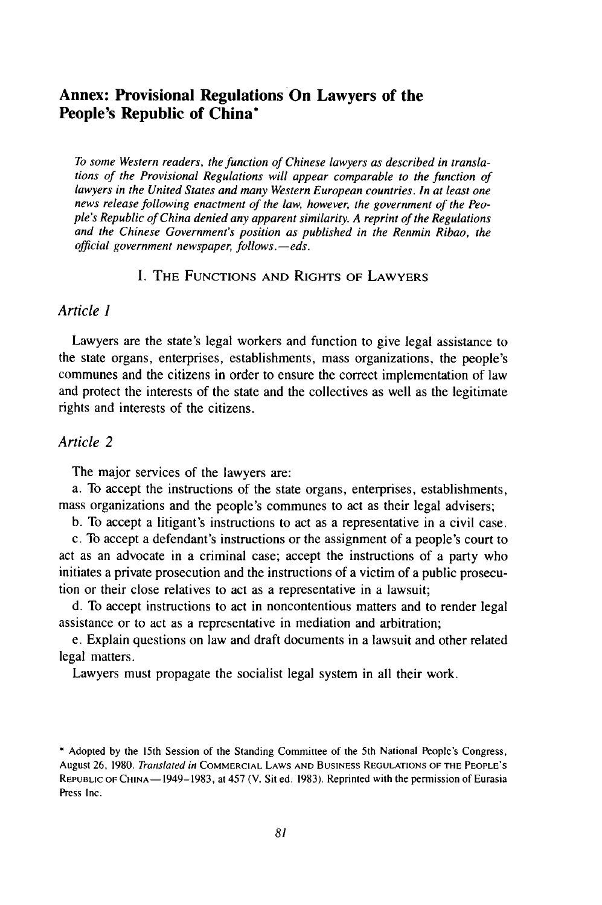# Annex: Provisional Regulations On Lawyers of the People's Republic of China*

*To some Western readers, the function of Chinese lawyers as described in translations of the Provisional Regulations will appear comparable to the function of lawyers in the United States and many Western European countries. In at least one news release following enactment of the law, however, the government of the People's Republic of China denied any apparent similarity. A reprint of the Regulations and the Chinese Government's position as published in the Renmin Ribao, the official government newspaper, follows.—eds.*

## I. The Functions and Rights of Lawyers

### *Article 1*

Lawyers are the state's legal workers and function to give legal assistance to the state organs, enterprises, establishments, mass organizations, the people's communes and the citizens in order to ensure the correct implementation of law and protect the interests of the state and the collectives as well as the legitimate rights and interests of the citizens.

### *Article 2*

The major services of the lawyers are:

a. To accept the instructions of the state organs, enterprises, establishments, mass organizations and the people's communes to act as their legal advisers;

b. To accept a litigant's instructions to act as a representative in a civil case.

c. To accept a defendant's instructions or the assignment of a people's court to act as an advocate in a criminal case; accept the instructions of a party who initiates a private prosecution and the instructions of a victim of a public prosecution or their close relatives to act as a representative in a lawsuit;

d. To accept instructions to act in noncontentious matters and to render legal assistance or to act as a representative in mediation and arbitration;

e. Explain questions on law and draft documents in a lawsuit and other related legal matters.

Lawyers must propagate the socialist legal system in all their work.

---

* Adopted by the 15th Session of the Standing Committee of the 5th National People's Congress, August 26, 1980. *Translated in* Commercial Laws and Business Regulations of the People's Republic of China—1949–1983, at 457 (V. Sit ed. 1983). Reprinted with the permission of Eurasia Press Inc.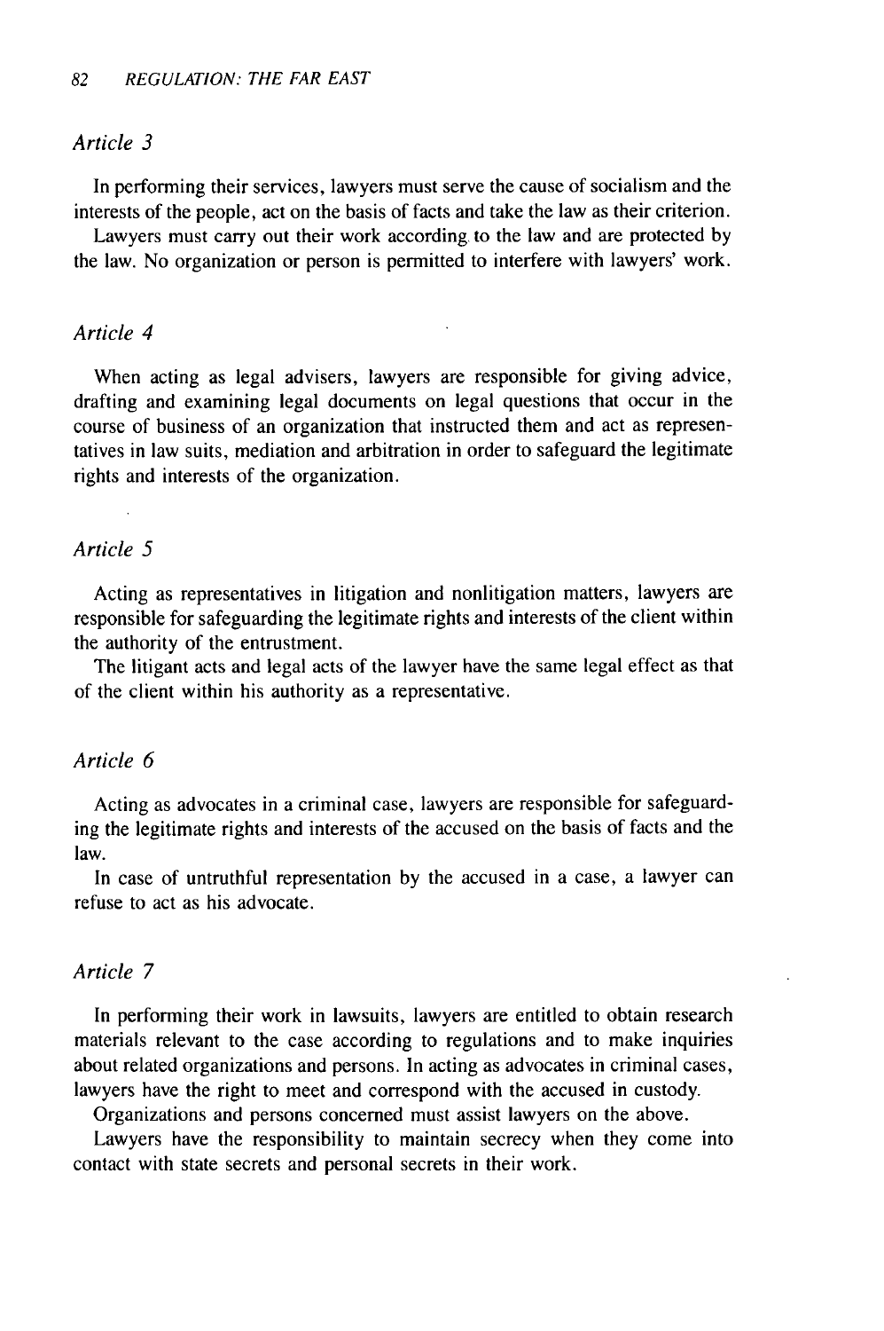### *Article 3*

In performing their services, lawyers must serve the cause of socialism and the interests of the people, act on the basis of facts and take the law as their criterion.

Lawyers must carry out their work according to the law and are protected by the law. No organization or person is permitted to interfere with lawyers' work.

### *Article 4*

When acting as legal advisers, lawyers are responsible for giving advice, drafting and examining legal documents on legal questions that occur in the course of business of an organization that instructed them and act as representatives in law suits, mediation and arbitration in order to safeguard the legitimate rights and interests of the organization.

### *Article 5*

Acting as representatives in litigation and nonlitigation matters, lawyers are responsible for safeguarding the legitimate rights and interests of the client within the authority of the entrustment.

The litigant acts and legal acts of the lawyer have the same legal effect as that of the client within his authority as a representative.

### *Article 6*

Acting as advocates in a criminal case, lawyers are responsible for safeguarding the legitimate rights and interests of the accused on the basis of facts and the law.

In case of untruthful representation by the accused in a case, a lawyer can refuse to act as his advocate.

### *Article 7*

In performing their work in lawsuits, lawyers are entitled to obtain research materials relevant to the case according to regulations and to make inquiries about related organizations and persons. In acting as advocates in criminal cases, lawyers have the right to meet and correspond with the accused in custody.

Organizations and persons concerned must assist lawyers on the above.

Lawyers have the responsibility to maintain secrecy when they come into contact with state secrets and personal secrets in their work.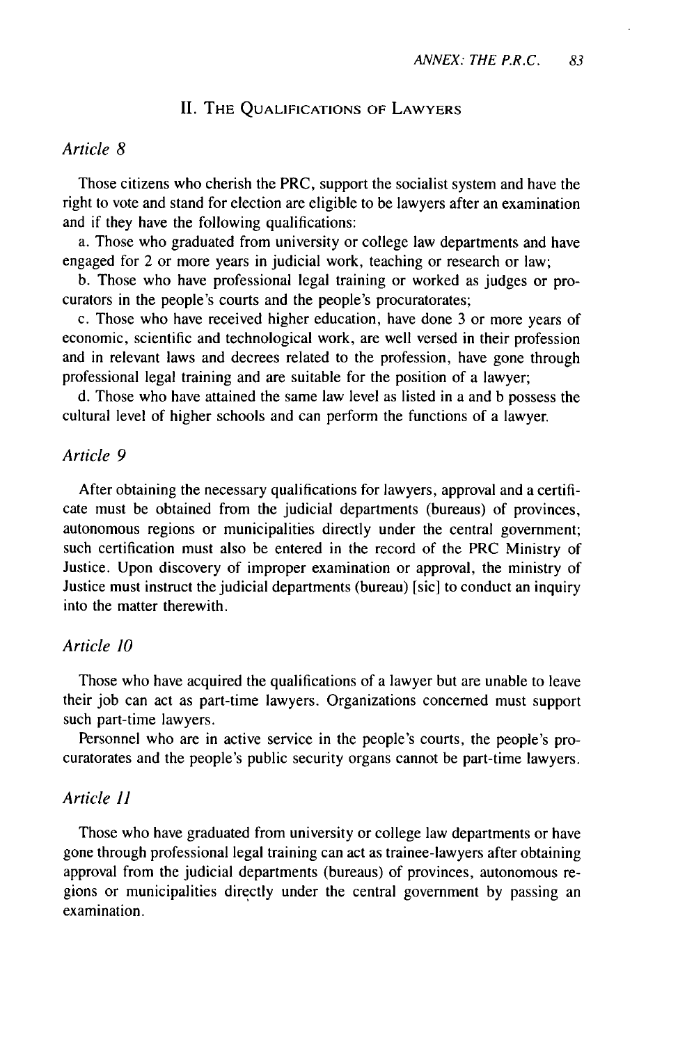## II. The Qualifications of Lawyers

*Article 8*

Those citizens who cherish the PRC, support the socialist system and have the right to vote and stand for election are eligible to be lawyers after an examination and if they have the following qualifications:

a. Those who graduated from university or college law departments and have engaged for 2 or more years in judicial work, teaching or research or law;

b. Those who have professional legal training or worked as judges or procurators in the people's courts and the people's procuratorates;

c. Those who have received higher education, have done 3 or more years of economic, scientific and technological work, are well versed in their profession and in relevant laws and decrees related to the profession, have gone through professional legal training and are suitable for the position of a lawyer;

d. Those who have attained the same law level as listed in a and b possess the cultural level of higher schools and can perform the functions of a lawyer.

*Article 9*

After obtaining the necessary qualifications for lawyers, approval and a certificate must be obtained from the judicial departments (bureaus) of provinces, autonomous regions or municipalities directly under the central government; such certification must also be entered in the record of the PRC Ministry of Justice. Upon discovery of improper examination or approval, the ministry of Justice must instruct the judicial departments (bureau) [sic] to conduct an inquiry into the matter therewith.

*Article 10*

Those who have acquired the qualifications of a lawyer but are unable to leave their job can act as part-time lawyers. Organizations concerned must support such part-time lawyers.

Personnel who are in active service in the people's courts, the people's procuratorates and the people's public security organs cannot be part-time lawyers.

*Article 11*

Those who have graduated from university or college law departments or have gone through professional legal training can act as trainee-lawyers after obtaining approval from the judicial departments (bureaus) of provinces, autonomous regions or municipalities directly under the central government by passing an examination.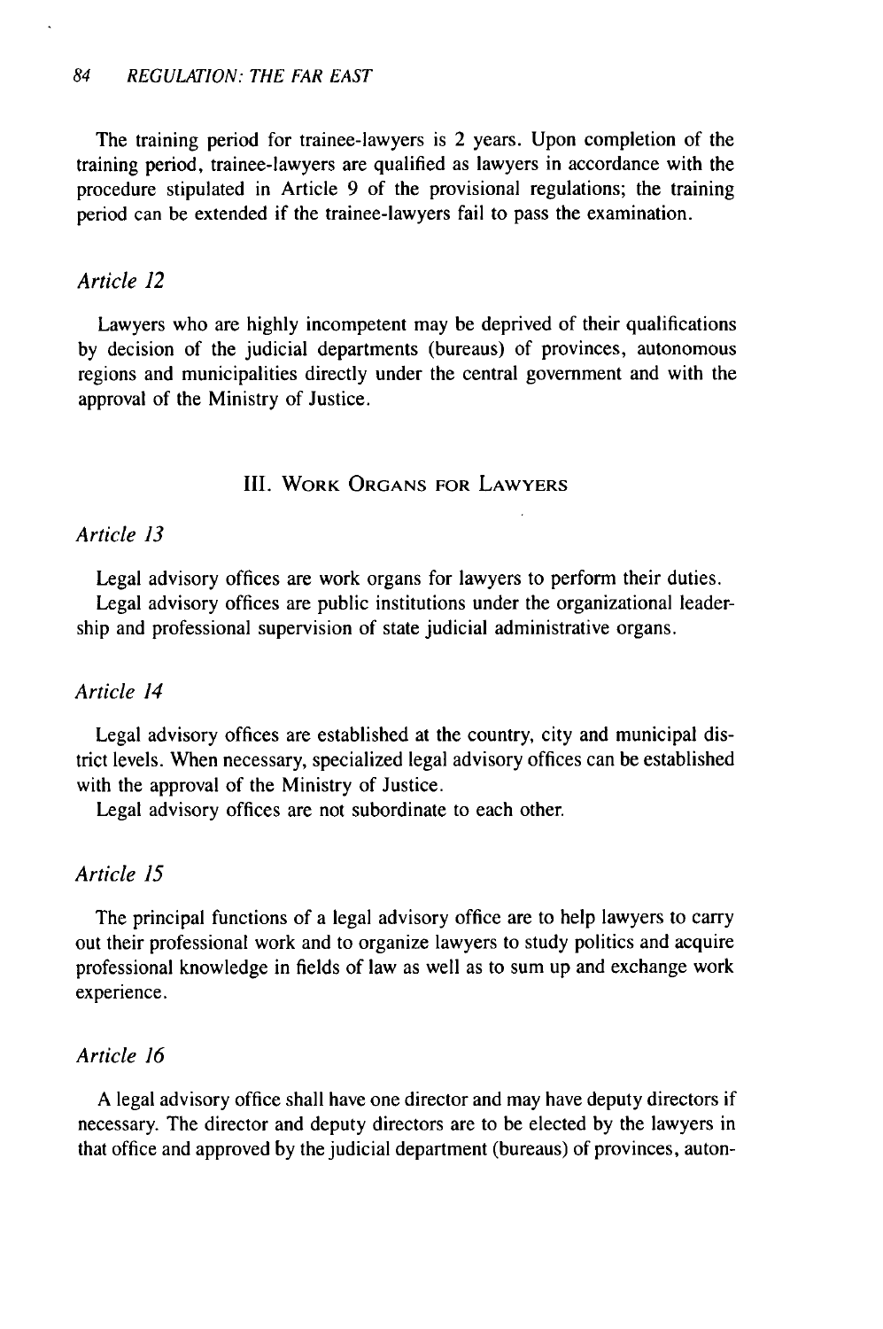The training period for trainee-lawyers is 2 years. Upon completion of the training period, trainee-lawyers are qualified as lawyers in accordance with the procedure stipulated in Article 9 of the provisional regulations; the training period can be extended if the trainee-lawyers fail to pass the examination.

### *Article 12*

Lawyers who are highly incompetent may be deprived of their qualifications by decision of the judicial departments (bureaus) of provinces, autonomous regions and municipalities directly under the central government and with the approval of the Ministry of Justice.

## III. Work Organs for Lawyers

### *Article 13*

Legal advisory offices are work organs for lawyers to perform their duties.

Legal advisory offices are public institutions under the organizational leadership and professional supervision of state judicial administrative organs.

### *Article 14*

Legal advisory offices are established at the country, city and municipal district levels. When necessary, specialized legal advisory offices can be established with the approval of the Ministry of Justice.

Legal advisory offices are not subordinate to each other.

### *Article 15*

The principal functions of a legal advisory office are to help lawyers to carry out their professional work and to organize lawyers to study politics and acquire professional knowledge in fields of law as well as to sum up and exchange work experience.

### *Article 16*

A legal advisory office shall have one director and may have deputy directors if necessary. The director and deputy directors are to be elected by the lawyers in that office and approved by the judicial department (bureaus) of provinces, auton-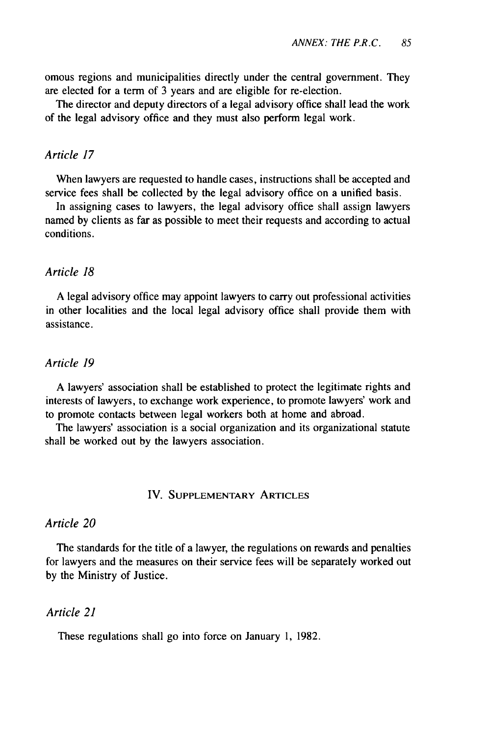omous regions and municipalities directly under the central government. They are elected for a term of 3 years and are eligible for re-election.

The director and deputy directors of a legal advisory office shall lead the work of the legal advisory office and they must also perform legal work.

*Article 17*

When lawyers are requested to handle cases, instructions shall be accepted and service fees shall be collected by the legal advisory office on a unified basis.

In assigning cases to lawyers, the legal advisory office shall assign lawyers named by clients as far as possible to meet their requests and according to actual conditions.

*Article 18*

A legal advisory office may appoint lawyers to carry out professional activities in other localities and the local legal advisory office shall provide them with assistance.

*Article 19*

A lawyers' association shall be established to protect the legitimate rights and interests of lawyers, to exchange work experience, to promote lawyers' work and to promote contacts between legal workers both at home and abroad.

The lawyers' association is a social organization and its organizational statute shall be worked out by the lawyers association.

## IV. Supplementary Articles

*Article 20*

The standards for the title of a lawyer, the regulations on rewards and penalties for lawyers and the measures on their service fees will be separately worked out by the Ministry of Justice.

*Article 21*

These regulations shall go into force on January 1, 1982.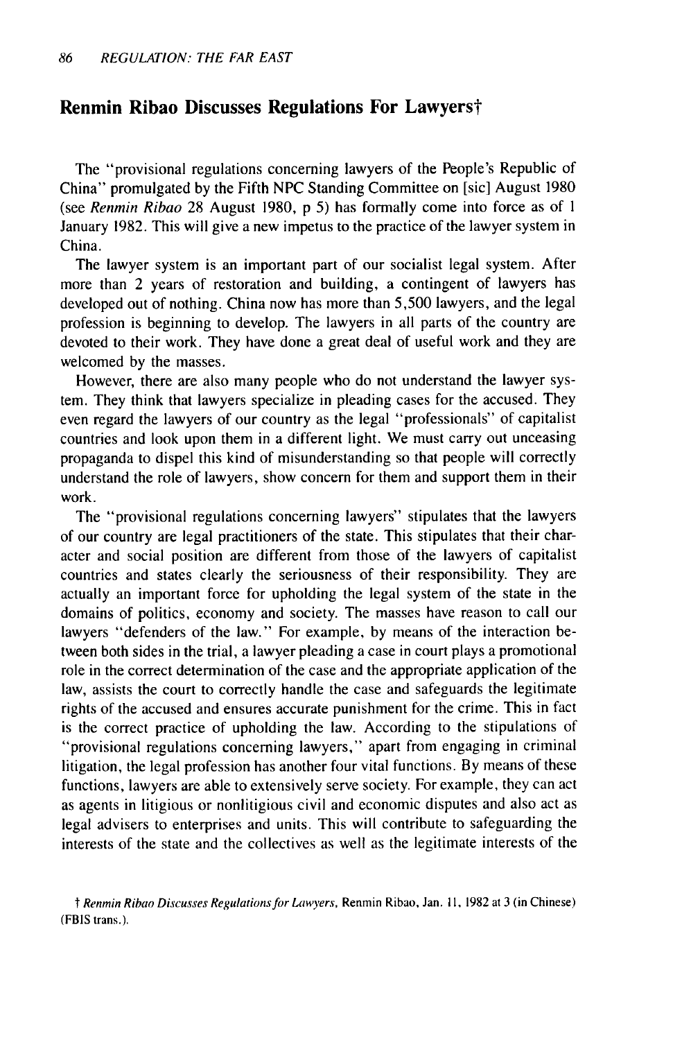## Renmin Ribao Discusses Regulations For Lawyers†

The "provisional regulations concerning lawyers of the People's Republic of China" promulgated by the Fifth NPC Standing Committee on [sic] August 1980 (see *Renmin Ribao* 28 August 1980, p 5) has formally come into force as of 1 January 1982. This will give a new impetus to the practice of the lawyer system in China.

The lawyer system is an important part of our socialist legal system. After more than 2 years of restoration and building, a contingent of lawyers has developed out of nothing. China now has more than 5,500 lawyers, and the legal profession is beginning to develop. The lawyers in all parts of the country are devoted to their work. They have done a great deal of useful work and they are welcomed by the masses.

However, there are also many people who do not understand the lawyer system. They think that lawyers specialize in pleading cases for the accused. They even regard the lawyers of our country as the legal "professionals" of capitalist countries and look upon them in a different light. We must carry out unceasing propaganda to dispel this kind of misunderstanding so that people will correctly understand the role of lawyers, show concern for them and support them in their work.

The "provisional regulations concerning lawyers" stipulates that the lawyers of our country are legal practitioners of the state. This stipulates that their character and social position are different from those of the lawyers of capitalist countries and states clearly the seriousness of their responsibility. They are actually an important force for upholding the legal system of the state in the domains of politics, economy and society. The masses have reason to call our lawyers "defenders of the law." For example, by means of the interaction between both sides in the trial, a lawyer pleading a case in court plays a promotional role in the correct determination of the case and the appropriate application of the law, assists the court to correctly handle the case and safeguards the legitimate rights of the accused and ensures accurate punishment for the crime. This in fact is the correct practice of upholding the law. According to the stipulations of "provisional regulations concerning lawyers," apart from engaging in criminal litigation, the legal profession has another four vital functions. By means of these functions, lawyers are able to extensively serve society. For example, they can act as agents in litigious or nonlitigious civil and economic disputes and also act as legal advisers to enterprises and units. This will contribute to safeguarding the interests of the state and the collectives as well as the legitimate interests of the

† *Renmin Ribao Discusses Regulations for Lawyers*, Renmin Ribao, Jan. 11, 1982 at 3 (in Chinese) (FBIS trans.).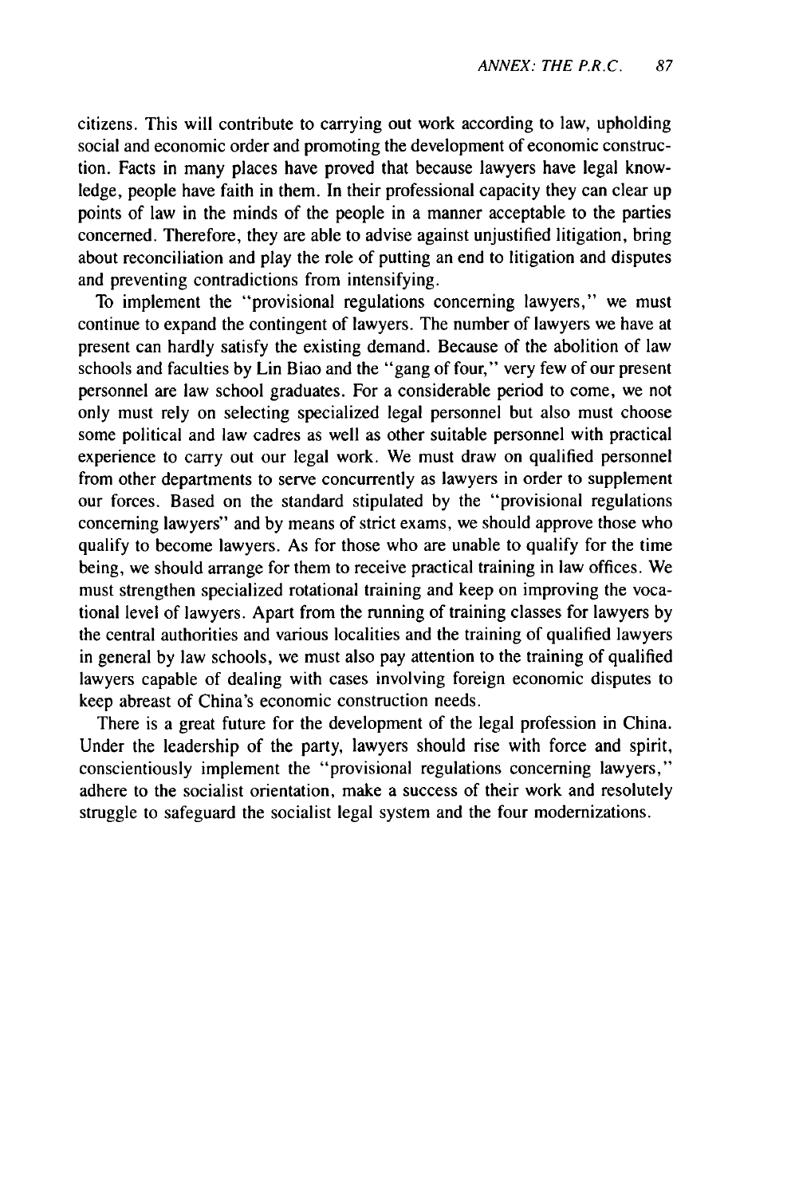citizens. This will contribute to carrying out work according to law, upholding social and economic order and promoting the development of economic construction. Facts in many places have proved that because lawyers have legal knowledge, people have faith in them. In their professional capacity they can clear up points of law in the minds of the people in a manner acceptable to the parties concerned. Therefore, they are able to advise against unjustified litigation, bring about reconciliation and play the role of putting an end to litigation and disputes and preventing contradictions from intensifying.

To implement the "provisional regulations concerning lawyers," we must continue to expand the contingent of lawyers. The number of lawyers we have at present can hardly satisfy the existing demand. Because of the abolition of law schools and faculties by Lin Biao and the "gang of four," very few of our present personnel are law school graduates. For a considerable period to come, we not only must rely on selecting specialized legal personnel but also must choose some political and law cadres as well as other suitable personnel with practical experience to carry out our legal work. We must draw on qualified personnel from other departments to serve concurrently as lawyers in order to supplement our forces. Based on the standard stipulated by the "provisional regulations concerning lawyers" and by means of strict exams, we should approve those who qualify to become lawyers. As for those who are unable to qualify for the time being, we should arrange for them to receive practical training in law offices. We must strengthen specialized rotational training and keep on improving the vocational level of lawyers. Apart from the running of training classes for lawyers by the central authorities and various localities and the training of qualified lawyers in general by law schools, we must also pay attention to the training of qualified lawyers capable of dealing with cases involving foreign economic disputes to keep abreast of China's economic construction needs.

There is a great future for the development of the legal profession in China. Under the leadership of the party, lawyers should rise with force and spirit, conscientiously implement the "provisional regulations concerning lawyers," adhere to the socialist orientation, make a success of their work and resolutely struggle to safeguard the socialist legal system and the four modernizations.